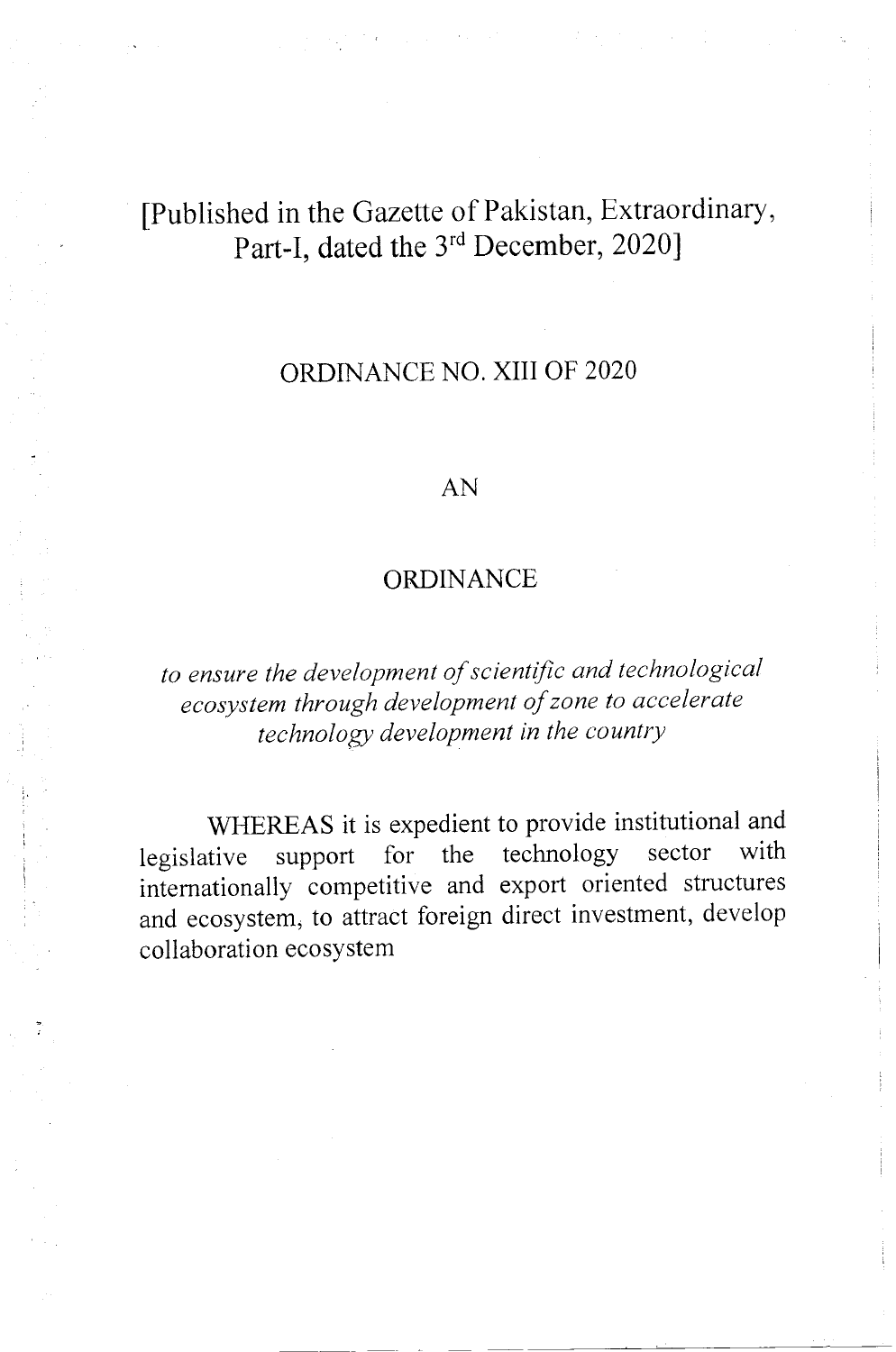[Published in the Gazette of Pakistan, Extraordinary, Part-I, dated the 3rd December, 2020]

# ORDINANCE NO. XIII OF 2020

## AN

## ORDINANCE

*to ensure the development of scientific and technological ecosystem through development of zone to accelerate technology development in the country*

WHEREAS it is expedient to provide institutional and legislative support for the technology sector with internationally competitive and export oriented structures and ecosystem, to attract foreign direct investment, develop collaboration ecosystem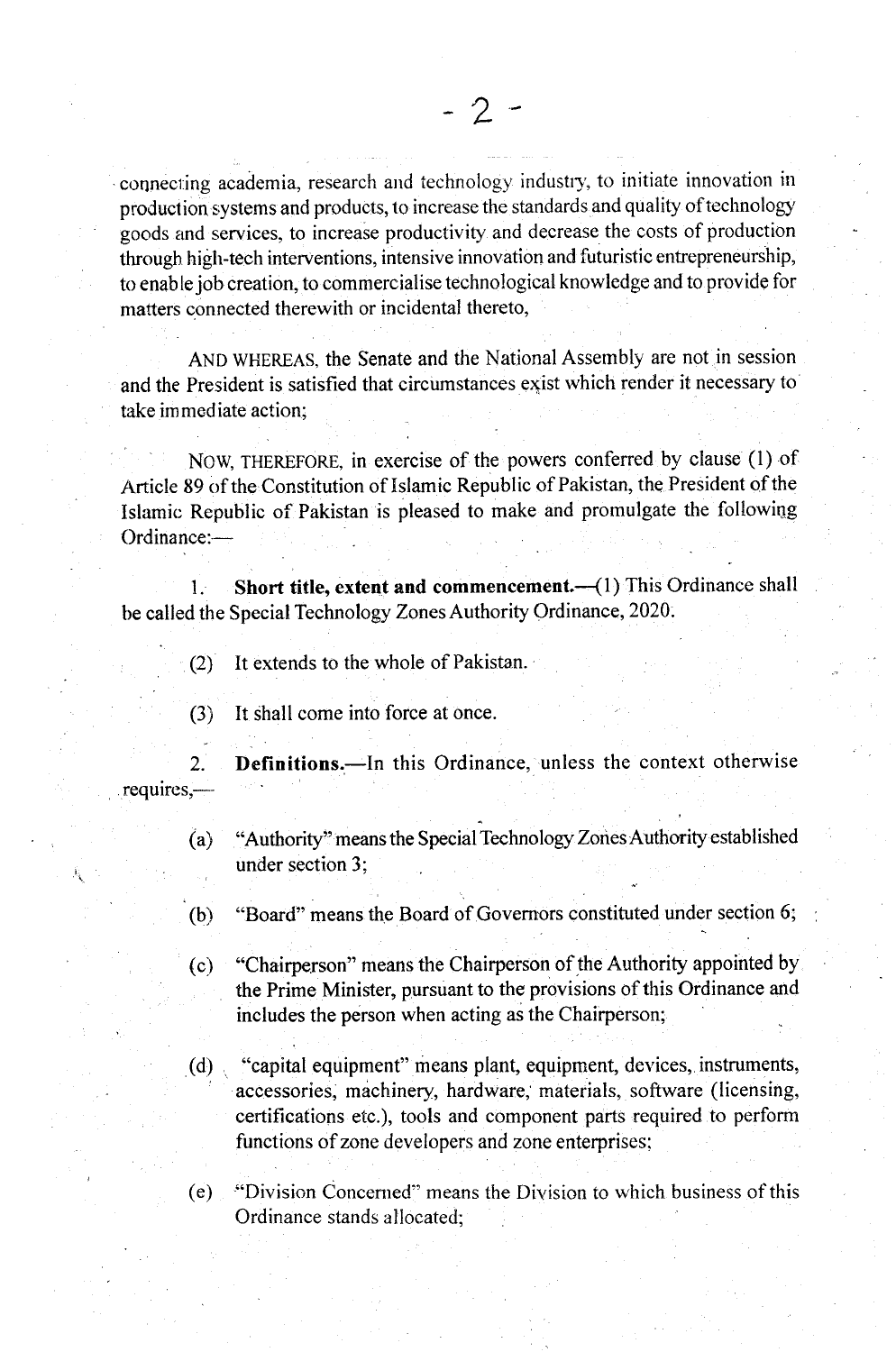connecting academia, research and technology industry, to initiate innovation in production systems and products, to increase the standards and quality of technology goods and services, to increase productivity and decrease the costs of production through high-tech interventions, intensive innovation and futuristic entrepreneurship, to enable job creation, to commercialise technological knowledge and to provide for matters connected therewith or incidental thereto,

AND WHEREAS, the Senate and the National Assembly are not in session and the President is satisfied that circumstances exist which render it necessary to take immediate action;

NOW, THEREFORE, in exercise of the powers conferred by clause (1) of Article 89 of the Constitution of Islamic Republic of Pakistan, the President of the Islamic Republic of Pakistan is pleased to make and promulgate the following Ordinance:—

1. **Short title, extent and commencement.**—(1) This Ordinance shall be called the Special Technology Zones Authority Ordinance, 2020.

(2) It extends to the whole of Pakistan.

(3) It shall come into force at once.

2. **Definitions.**—In this Ordinance, unless the context otherwise requires,—

(a) "Authority" means the Special Technology Zones Authority established under section 3;

(b) "Board" means the Board of Governors constituted under section 6;

(c) "Chairperson" means the Chairperson of the Authority appointed by the Prime Minister, pursuant to the provisions of this Ordinance and includes the person when acting as the Chairperson;

(d) "capital equipment" means plant, equipment, devices, instruments, accessories, machinery, hardware, materials, software (licensing, certifications etc.), tools and component parts required to perform functions of zone developers and zone enterprises;

(e) "Division Concerned" means the Division to which business of this Ordinance stands allocated;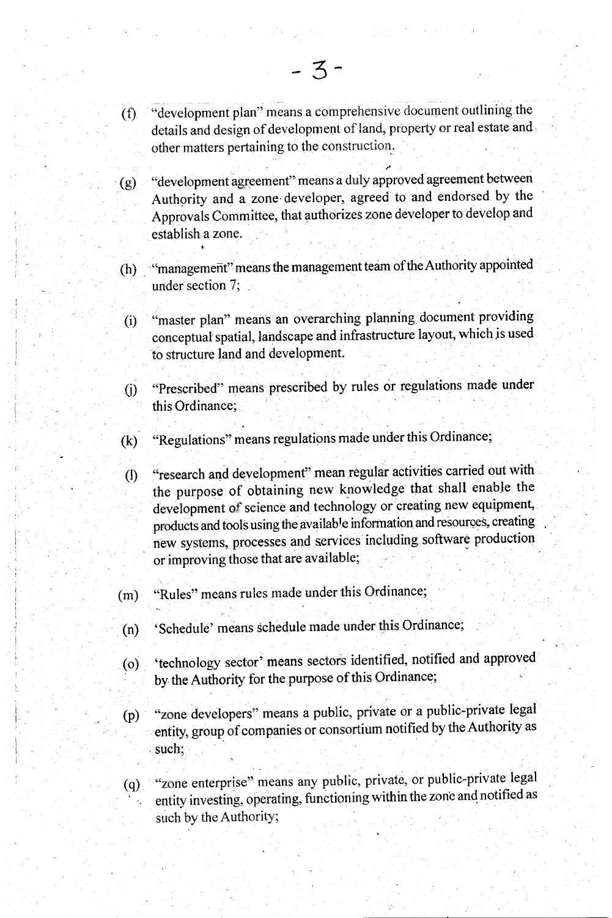(f) "development plan" means a comprehensive document outlining the details and design of development of land, property or real estate and other matters pertaining to the construction.

(g) "development agreement" means a duly approved agreement between Authority and a zone developer, agreed to and endorsed by the Approvals Committee, that authorizes zone developer to develop and establish a zone.

(h) "management" means the management team of the Authority appointed under section 7;

(i) "master plan" means an overarching planning document providing conceptual spatial, landscape and infrastructure layout, which is used to structure land and development.

(j) "Prescribed" means prescribed by rules or regulations made under this Ordinance;

(k) "Regulations" means regulations made under this Ordinance;

(l) "research and development" mean regular activities carried out with the purpose of obtaining new knowledge that shall enable the development of science and technology or creating new equipment, products and tools using the available information and resources, creating new systems, processes and services including software production or improving those that are available;

(m) "Rules" means rules made under this Ordinance;

(n) 'Schedule' means schedule made under this Ordinance;

(o) 'technology sector' means sectors identified, notified and approved by the Authority for the purpose of this Ordinance;

(p) "zone developers" means a public, private or a public-private legal entity, group of companies or consortium notified by the Authority as such;

(q) "zone enterprise" means any public, private, or public-private legal entity investing, operating, functioning within the zone and notified as such by the Authority;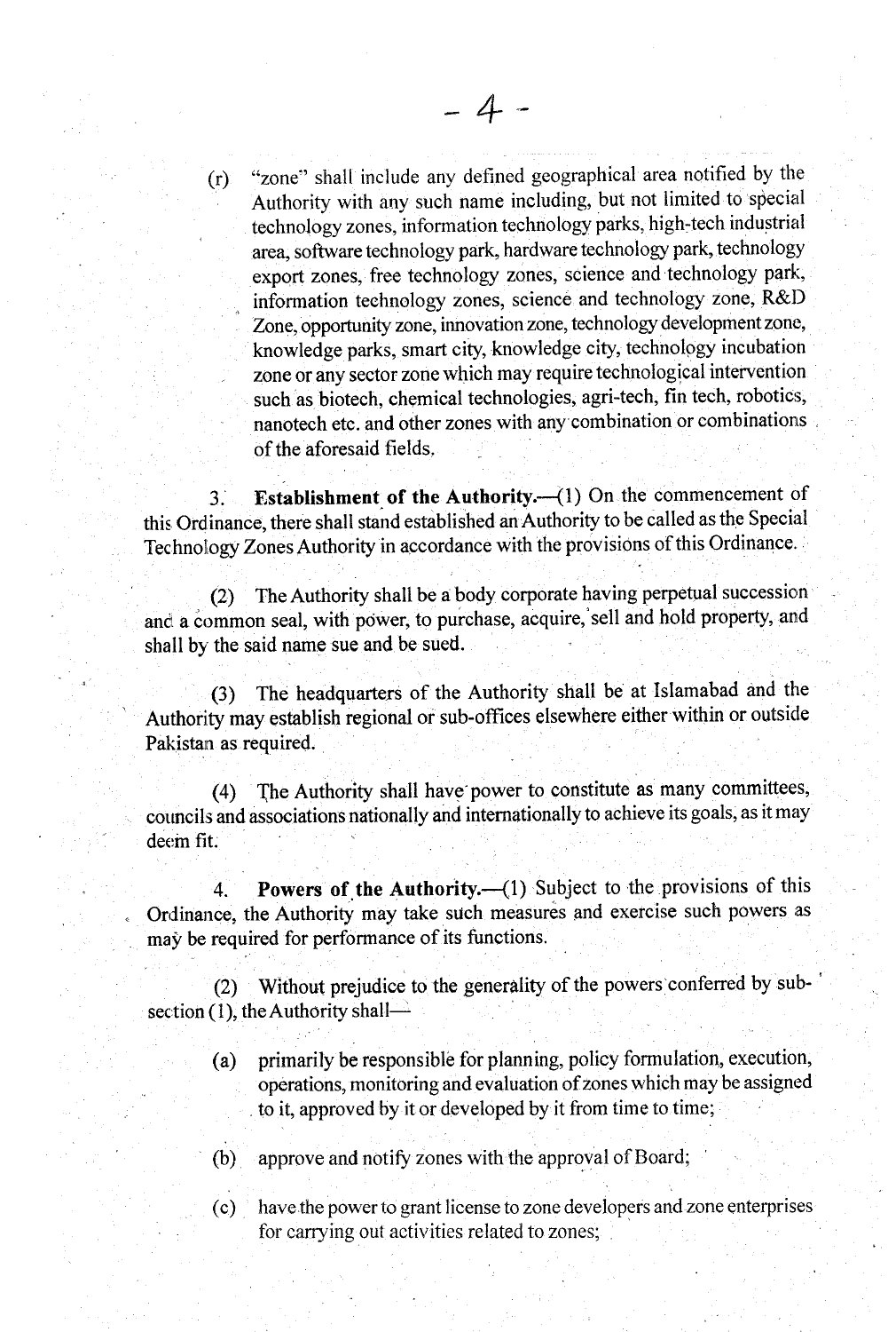(r) "zone" shall include any defined geographical area notified by the Authority with any such name including, but not limited to special technology zones, information technology parks, high-tech industrial area, software technology park, hardware technology park, technology export zones, free technology zones, science and technology park, information technology zones, science and technology zone, R&D Zone, opportunity zone, innovation zone, technology development zone, knowledge parks, smart city, knowledge city, technology incubation zone or any sector zone which may require technological intervention such as biotech, chemical technologies, agri-tech, fin tech, robotics, nanotech etc. and other zones with any combination or combinations of the aforesaid fields.

3. **Establishment of the Authority.**—(1) On the commencement of this Ordinance, there shall stand established an Authority to be called as the Special Technology Zones Authority in accordance with the provisions of this Ordinance.

(2) The Authority shall be a body corporate having perpetual succession and a common seal, with power, to purchase, acquire, sell and hold property, and shall by the said name sue and be sued.

(3) The headquarters of the Authority shall be at Islamabad and the Authority may establish regional or sub-offices elsewhere either within or outside Pakistan as required.

(4) The Authority shall have power to constitute as many committees, councils and associations nationally and internationally to achieve its goals, as it may deem fit.

4. **Powers of the Authority.**—(1) Subject to the provisions of this Ordinance, the Authority may take such measures and exercise such powers as may be required for performance of its functions.

(2) Without prejudice to the generality of the powers conferred by sub-section (1), the Authority shall—

(a) primarily be responsible for planning, policy formulation, execution, operations, monitoring and evaluation of zones which may be assigned to it, approved by it or developed by it from time to time;

(b) approve and notify zones with the approval of Board;

(c) have the power to grant license to zone developers and zone enterprises for carrying out activities related to zones;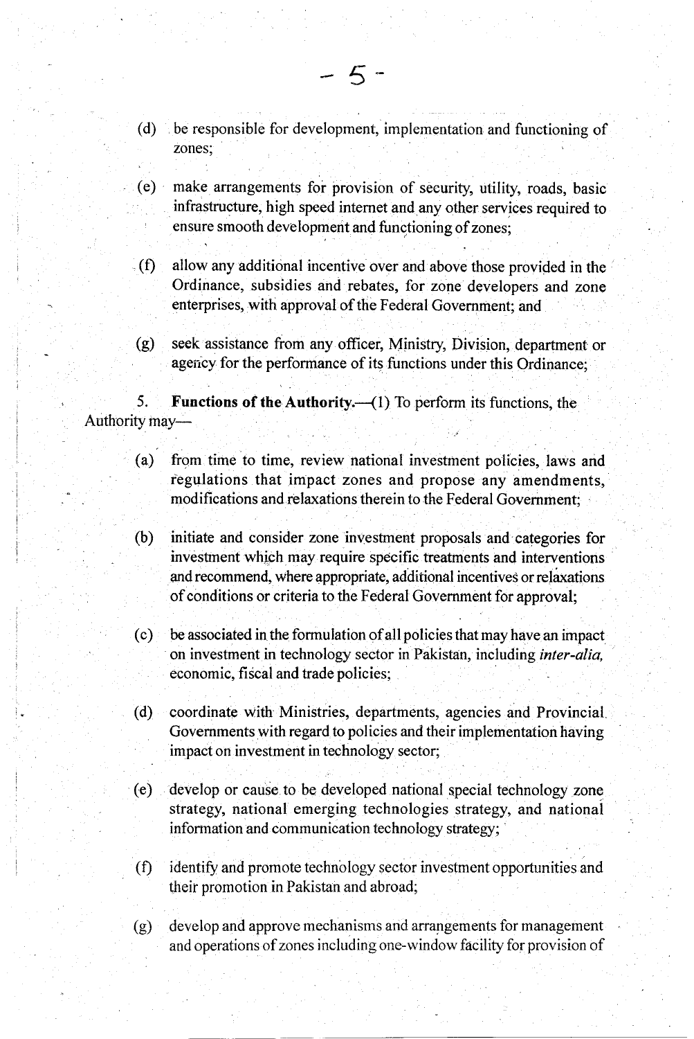(d) be responsible for development, implementation and functioning of zones;

(e) make arrangements for provision of security, utility, roads, basic infrastructure, high speed internet and any other services required to ensure smooth development and functioning of zones;

(f) allow any additional incentive over and above those provided in the Ordinance, subsidies and rebates, for zone developers and zone enterprises, with approval of the Federal Government; and

(g) seek assistance from any officer, Ministry, Division, department or agency for the performance of its functions under this Ordinance;

5. **Functions of the Authority.**—(1) To perform its functions, the Authority may—

(a) from time to time, review national investment policies, laws and regulations that impact zones and propose any amendments, modifications and relaxations therein to the Federal Government;

(b) initiate and consider zone investment proposals and categories for investment which may require specific treatments and interventions and recommend, where appropriate, additional incentives or relaxations of conditions or criteria to the Federal Government for approval;

(c) be associated in the formulation of all policies that may have an impact on investment in technology sector in Pakistan, including *inter-alia*, economic, fiscal and trade policies;

(d) coordinate with Ministries, departments, agencies and Provincial Governments with regard to policies and their implementation having impact on investment in technology sector;

(e) develop or cause to be developed national special technology zone strategy, national emerging technologies strategy, and national information and communication technology strategy;

(f) identify and promote technology sector investment opportunities and their promotion in Pakistan and abroad;

(g) develop and approve mechanisms and arrangements for management and operations of zones including one-window facility for provision of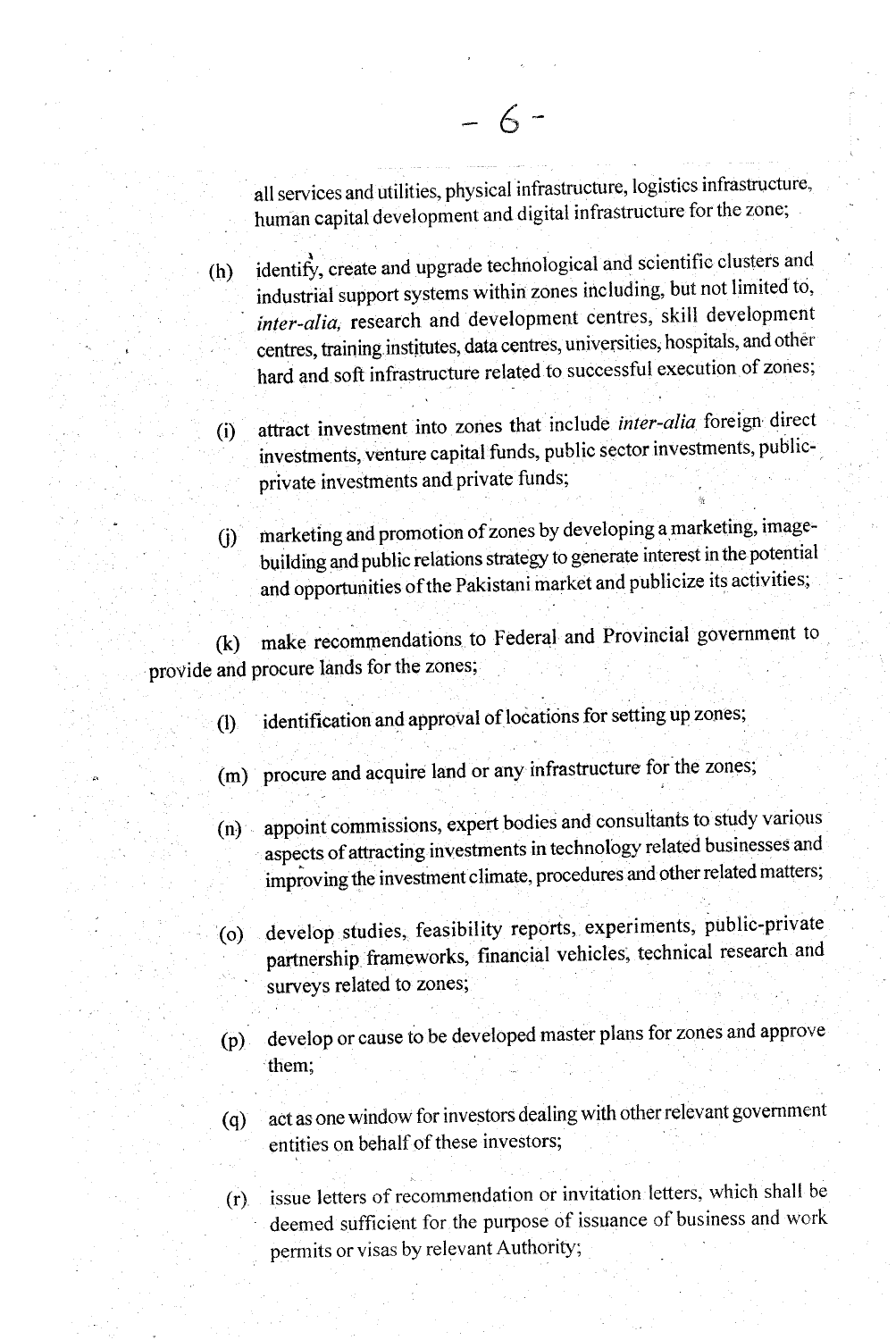all services and utilities, physical infrastructure, logistics infrastructure, human capital development and digital infrastructure for the zone;

(h) identify, create and upgrade technological and scientific clusters and industrial support systems within zones including, but not limited to, *inter-alia,* research and development centres, skill development centres, training institutes, data centres, universities, hospitals, and other hard and soft infrastructure related to successful execution of zones;

(i) attract investment into zones that include *inter-alia* foreign direct investments, venture capital funds, public sector investments, public-private investments and private funds;

(j) marketing and promotion of zones by developing a marketing, image-building and public relations strategy to generate interest in the potential and opportunities of the Pakistani market and publicize its activities;

(k) make recommendations to Federal and Provincial government to provide and procure lands for the zones;

(l) identification and approval of locations for setting up zones;

(m) procure and acquire land or any infrastructure for the zones;

(n) appoint commissions, expert bodies and consultants to study various aspects of attracting investments in technology related businesses and improving the investment climate, procedures and other related matters;

(o) develop studies, feasibility reports, experiments, public-private partnership frameworks, financial vehicles, technical research and surveys related to zones;

(p) develop or cause to be developed master plans for zones and approve them;

(q) act as one window for investors dealing with other relevant government entities on behalf of these investors;

(r) issue letters of recommendation or invitation letters, which shall be deemed sufficient for the purpose of issuance of business and work permits or visas by relevant Authority;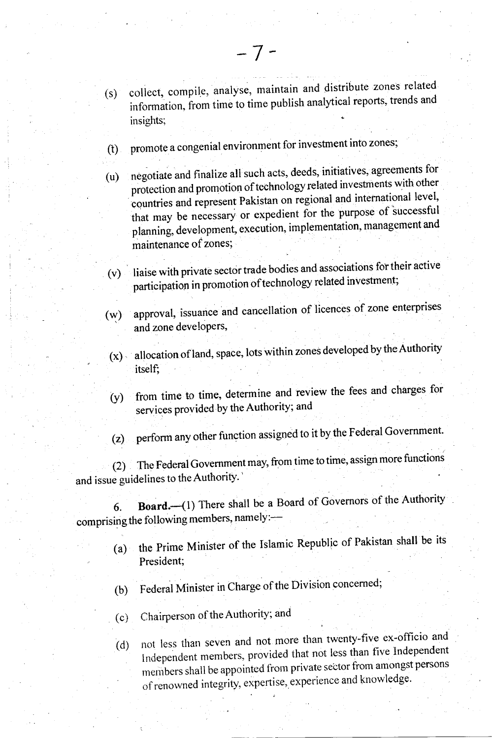(s) collect, compile, analyse, maintain and distribute zones related information, from time to time publish analytical reports, trends and insights;

(t) promote a congenial environment for investment into zones;

(u) negotiate and finalize all such acts, deeds, initiatives, agreements for protection and promotion of technology related investments with other countries and represent Pakistan on regional and international level, that may be necessary or expedient for the purpose of successful planning, development, execution, implementation, management and maintenance of zones;

(v) liaise with private sector trade bodies and associations for their active participation in promotion of technology related investment;

(w) approval, issuance and cancellation of licences of zone enterprises and zone developers,

(x) allocation of land, space, lots within zones developed by the Authority itself;

(y) from time to time, determine and review the fees and charges for services provided by the Authority; and

(z) perform any other function assigned to it by the Federal Government.

(2) The Federal Government may, from time to time, assign more functions and issue guidelines to the Authority.

6. **Board.**—(1) There shall be a Board of Governors of the Authority comprising the following members, namely:—

(a) the Prime Minister of the Islamic Republic of Pakistan shall be its President;

(b) Federal Minister in Charge of the Division concerned;

(c) Chairperson of the Authority; and

(d) not less than seven and not more than twenty-five ex-officio and Independent members, provided that not less than five Independent members shall be appointed from private sector from amongst persons of renowned integrity, expertise, experience and knowledge.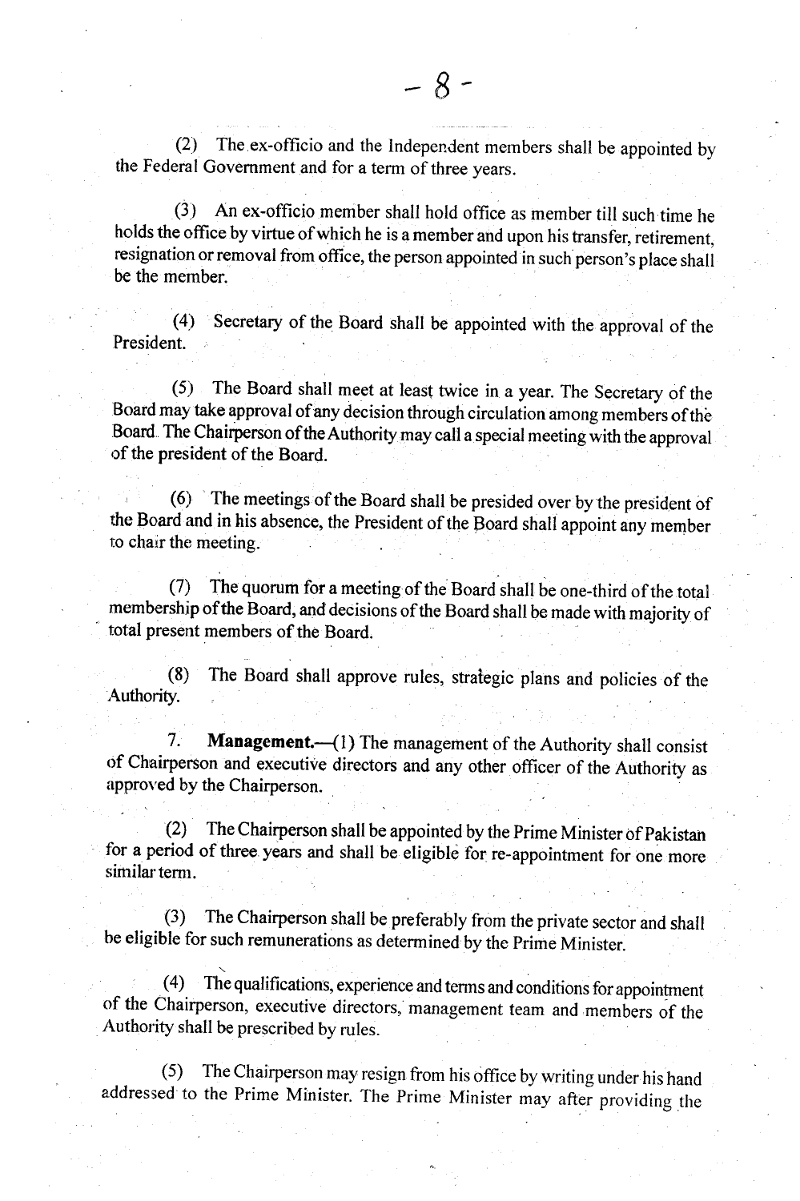(2) The ex-officio and the Independent members shall be appointed by the Federal Government and for a term of three years.

(3) An ex-officio member shall hold office as member till such time he holds the office by virtue of which he is a member and upon his transfer, retirement, resignation or removal from office, the person appointed in such person's place shall be the member.

(4) Secretary of the Board shall be appointed with the approval of the President.

(5) The Board shall meet at least twice in a year. The Secretary of the Board may take approval of any decision through circulation among members of the Board. The Chairperson of the Authority may call a special meeting with the approval of the president of the Board.

(6) The meetings of the Board shall be presided over by the president of the Board and in his absence, the President of the Board shall appoint any member to chair the meeting.

(7) The quorum for a meeting of the Board shall be one-third of the total membership of the Board, and decisions of the Board shall be made with majority of total present members of the Board.

(8) The Board shall approve rules, strategic plans and policies of the Authority.

7. **Management.**—(1) The management of the Authority shall consist of Chairperson and executive directors and any other officer of the Authority as approved by the Chairperson.

(2) The Chairperson shall be appointed by the Prime Minister of Pakistan for a period of three years and shall be eligible for re-appointment for one more similar term.

(3) The Chairperson shall be preferably from the private sector and shall be eligible for such remunerations as determined by the Prime Minister.

(4) The qualifications, experience and terms and conditions for appointment of the Chairperson, executive directors, management team and members of the Authority shall be prescribed by rules.

(5) The Chairperson may resign from his office by writing under his hand addressed to the Prime Minister. The Prime Minister may after providing the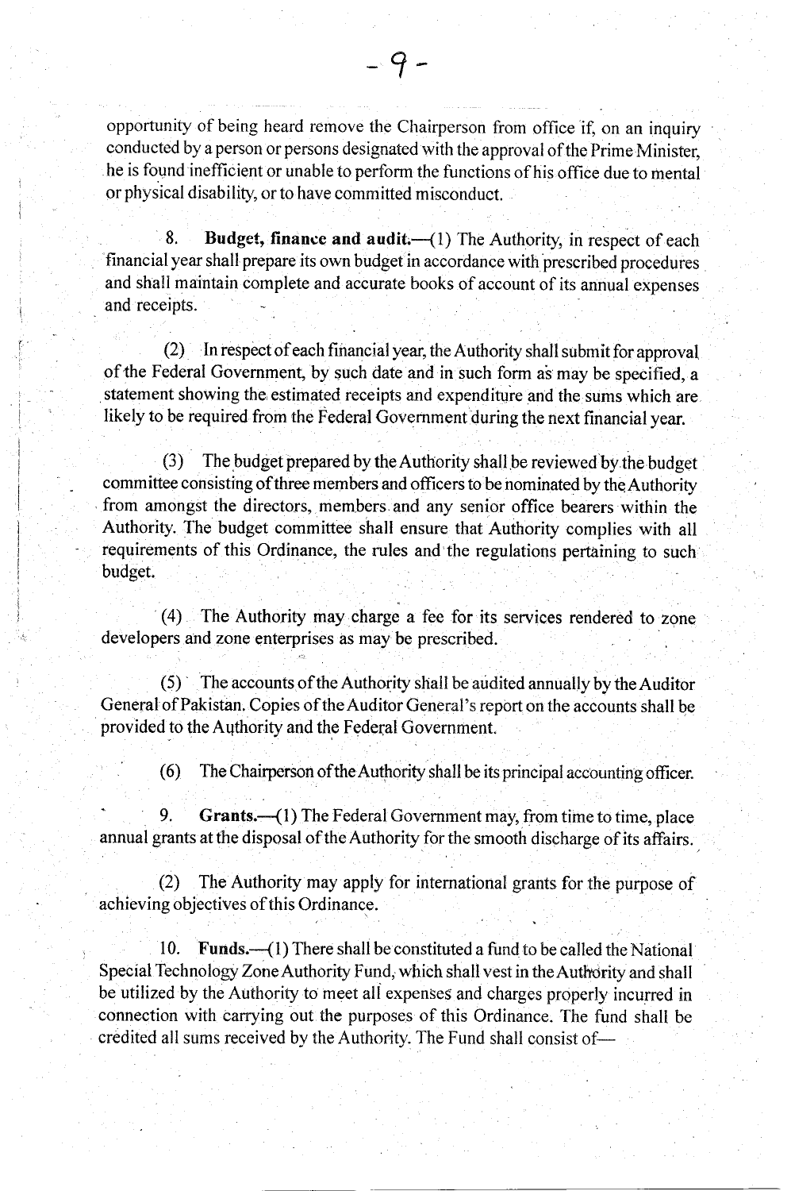opportunity of being heard remove the Chairperson from office if, on an inquiry conducted by a person or persons designated with the approval of the Prime Minister, he is found inefficient or unable to perform the functions of his office due to mental or physical disability, or to have committed misconduct.

8. **Budget, finance and audit.**—(1) The Authority, in respect of each financial year shall prepare its own budget in accordance with prescribed procedures and shall maintain complete and accurate books of account of its annual expenses and receipts.

(2) In respect of each financial year, the Authority shall submit for approval of the Federal Government, by such date and in such form as may be specified, a statement showing the estimated receipts and expenditure and the sums which are likely to be required from the Federal Government during the next financial year.

(3) The budget prepared by the Authority shall be reviewed by the budget committee consisting of three members and officers to be nominated by the Authority from amongst the directors, members and any senior office bearers within the Authority. The budget committee shall ensure that Authority complies with all requirements of this Ordinance, the rules and the regulations pertaining to such budget.

(4) The Authority may charge a fee for its services rendered to zone developers and zone enterprises as may be prescribed.

(5) The accounts of the Authority shall be audited annually by the Auditor General of Pakistan. Copies of the Auditor General's report on the accounts shall be provided to the Authority and the Federal Government.

(6) The Chairperson of the Authority shall be its principal accounting officer.

9. **Grants.**—(1) The Federal Government may, from time to time, place annual grants at the disposal of the Authority for the smooth discharge of its affairs.

(2) The Authority may apply for international grants for the purpose of achieving objectives of this Ordinance.

10. **Funds.**—(1) There shall be constituted a fund to be called the National Special Technology Zone Authority Fund, which shall vest in the Authority and shall be utilized by the Authority to meet all expenses and charges properly incurred in connection with carrying out the purposes of this Ordinance. The fund shall be credited all sums received by the Authority. The Fund shall consist of—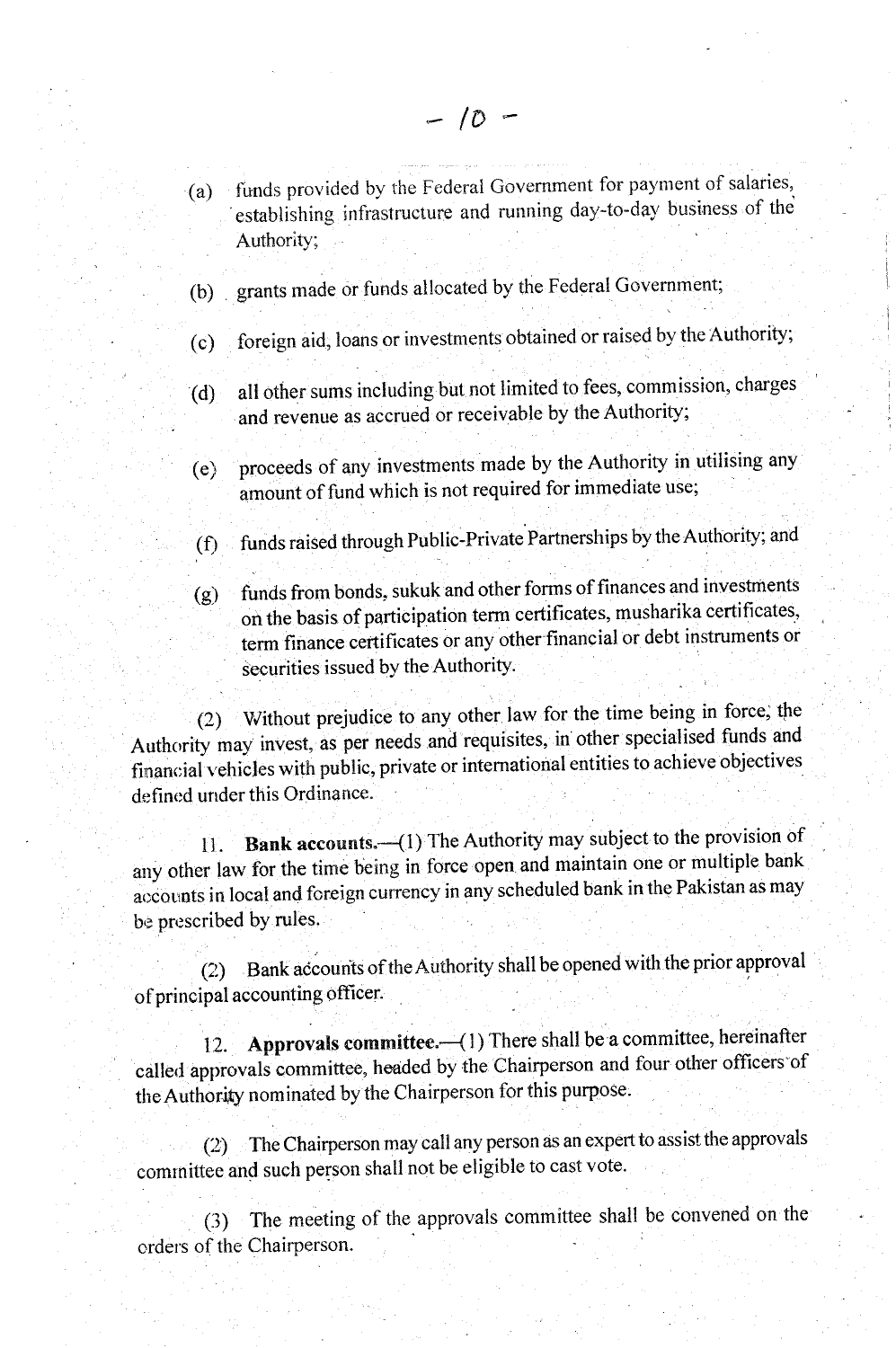(a) funds provided by the Federal Government for payment of salaries, establishing infrastructure and running day-to-day business of the Authority;

(b) grants made or funds allocated by the Federal Government;

(c) foreign aid, loans or investments obtained or raised by the Authority;

(d) all other sums including but not limited to fees, commission, charges and revenue as accrued or receivable by the Authority;

(e) proceeds of any investments made by the Authority in utilising any amount of fund which is not required for immediate use;

(f) funds raised through Public-Private Partnerships by the Authority; and

(g) funds from bonds, sukuk and other forms of finances and investments on the basis of participation term certificates, musharika certificates, term finance certificates or any other financial or debt instruments or securities issued by the Authority.

(2) Without prejudice to any other law for the time being in force, the Authority may invest, as per needs and requisites, in other specialised funds and financial vehicles with public, private or international entities to achieve objectives defined under this Ordinance.

11. **Bank accounts.**—(1) The Authority may subject to the provision of any other law for the time being in force open and maintain one or multiple bank accounts in local and foreign currency in any scheduled bank in the Pakistan as may be prescribed by rules.

(2) Bank accounts of the Authority shall be opened with the prior approval of principal accounting officer.

12. **Approvals committee.**—(1) There shall be a committee, hereinafter called approvals committee, headed by the Chairperson and four other officers of the Authority nominated by the Chairperson for this purpose.

(2) The Chairperson may call any person as an expert to assist the approvals committee and such person shall not be eligible to cast vote.

(3) The meeting of the approvals committee shall be convened on the orders of the Chairperson.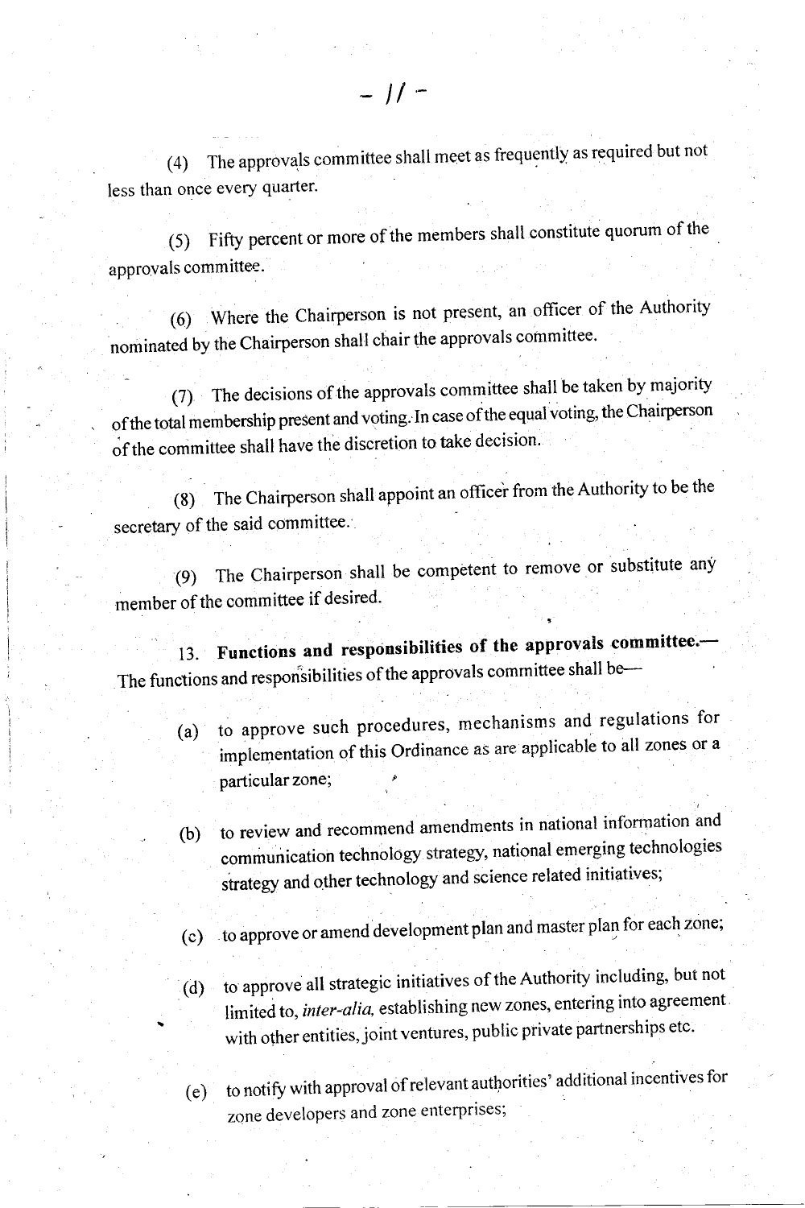(4) The approvals committee shall meet as frequently as required but not less than once every quarter.

(5) Fifty percent or more of the members shall constitute quorum of the approvals committee.

(6) Where the Chairperson is not present, an officer of the Authority nominated by the Chairperson shall chair the approvals committee.

(7) The decisions of the approvals committee shall be taken by majority of the total membership present and voting. In case of the equal voting, the Chairperson of the committee shall have the discretion to take decision.

(8) The Chairperson shall appoint an officer from the Authority to be the secretary of the said committee.

(9) The Chairperson shall be competent to remove or substitute any member of the committee if desired.

13. **Functions and responsibilities of the approvals committee.**— The functions and responsibilities of the approvals committee shall be—

(a) to approve such procedures, mechanisms and regulations for implementation of this Ordinance as are applicable to all zones or a particular zone;

(b) to review and recommend amendments in national information and communication technology strategy, national emerging technologies strategy and other technology and science related initiatives;

(c) to approve or amend development plan and master plan for each zone;

(d) to approve all strategic initiatives of the Authority including, but not limited to, *inter-alia,* establishing new zones, entering into agreement with other entities, joint ventures, public private partnerships etc.

(e) to notify with approval of relevant authorities' additional incentives for zone developers and zone enterprises;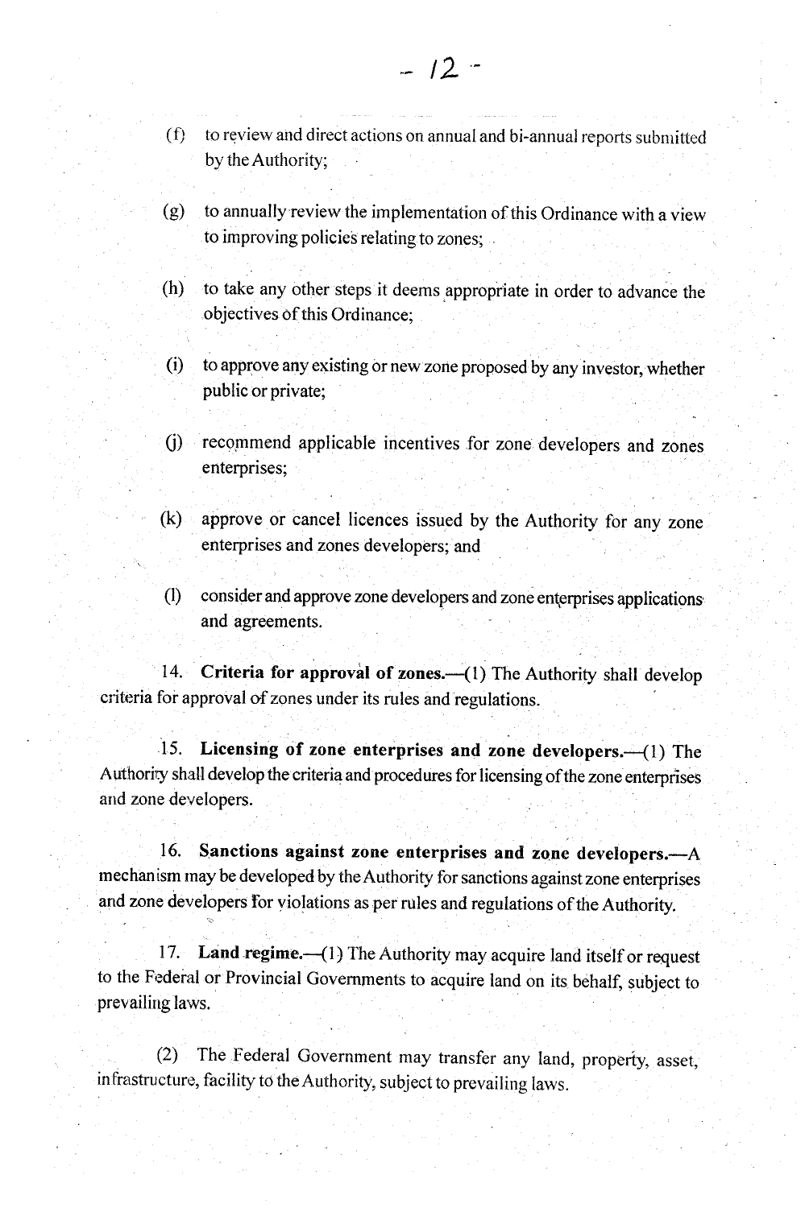(f) to review and direct actions on annual and bi-annual reports submitted by the Authority;

(g) to annually review the implementation of this Ordinance with a view to improving policies relating to zones;

(h) to take any other steps it deems appropriate in order to advance the objectives of this Ordinance;

(i) to approve any existing or new zone proposed by any investor, whether public or private;

(j) recommend applicable incentives for zone developers and zones enterprises;

(k) approve or cancel licences issued by the Authority for any zone enterprises and zones developers; and

(l) consider and approve zone developers and zone enterprises applications and agreements.

14. **Criteria for approval of zones.**—(1) The Authority shall develop criteria for approval of zones under its rules and regulations.

15. **Licensing of zone enterprises and zone developers.**—(1) The Authority shall develop the criteria and procedures for licensing of the zone enterprises and zone developers.

16. **Sanctions against zone enterprises and zone developers.**—A mechanism may be developed by the Authority for sanctions against zone enterprises and zone developers for violations as per rules and regulations of the Authority.

17. **Land regime.**—(1) The Authority may acquire land itself or request to the Federal or Provincial Governments to acquire land on its behalf, subject to prevailing laws.

(2) The Federal Government may transfer any land, property, asset, infrastructure, facility to the Authority, subject to prevailing laws.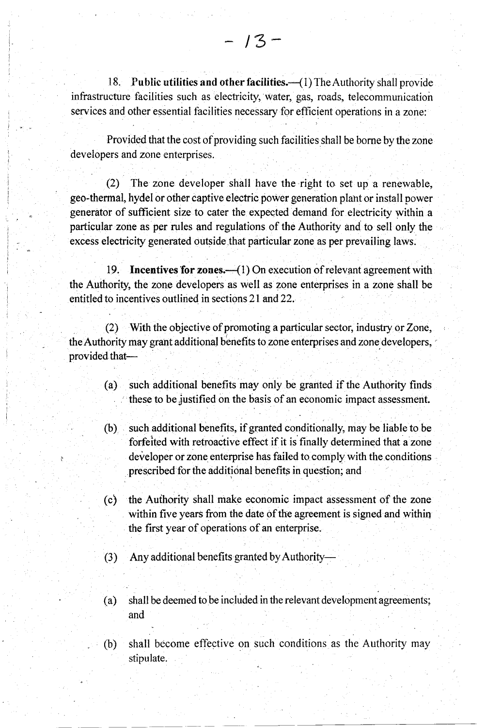**18. Public utilities and other facilities.**—(1) The Authority shall provide infrastructure facilities such as electricity, water, gas, roads, telecommunication services and other essential facilities necessary for efficient operations in a zone:

Provided that the cost of providing such facilities shall be borne by the zone developers and zone enterprises.

(2) The zone developer shall have the right to set up a renewable, geo-thermal, hydel or other captive electric power generation plant or install power generator of sufficient size to cater the expected demand for electricity within a particular zone as per rules and regulations of the Authority and to sell only the excess electricity generated outside that particular zone as per prevailing laws.

**19. Incentives for zones.**—(1) On execution of relevant agreement with the Authority, the zone developers as well as zone enterprises in a zone shall be entitled to incentives outlined in sections 21 and 22.

(2) With the objective of promoting a particular sector, industry or Zone, the Authority may grant additional benefits to zone enterprises and zone developers, provided that—

(a) such additional benefits may only be granted if the Authority finds these to be justified on the basis of an economic impact assessment.

(b) such additional benefits, if granted conditionally, may be liable to be forfeited with retroactive effect if it is finally determined that a zone developer or zone enterprise has failed to comply with the conditions prescribed for the additional benefits in question; and

(c) the Authority shall make economic impact assessment of the zone within five years from the date of the agreement is signed and within the first year of operations of an enterprise.

(3) Any additional benefits granted by Authority—

(a) shall be deemed to be included in the relevant development agreements; and

(b) shall become effective on such conditions as the Authority may stipulate.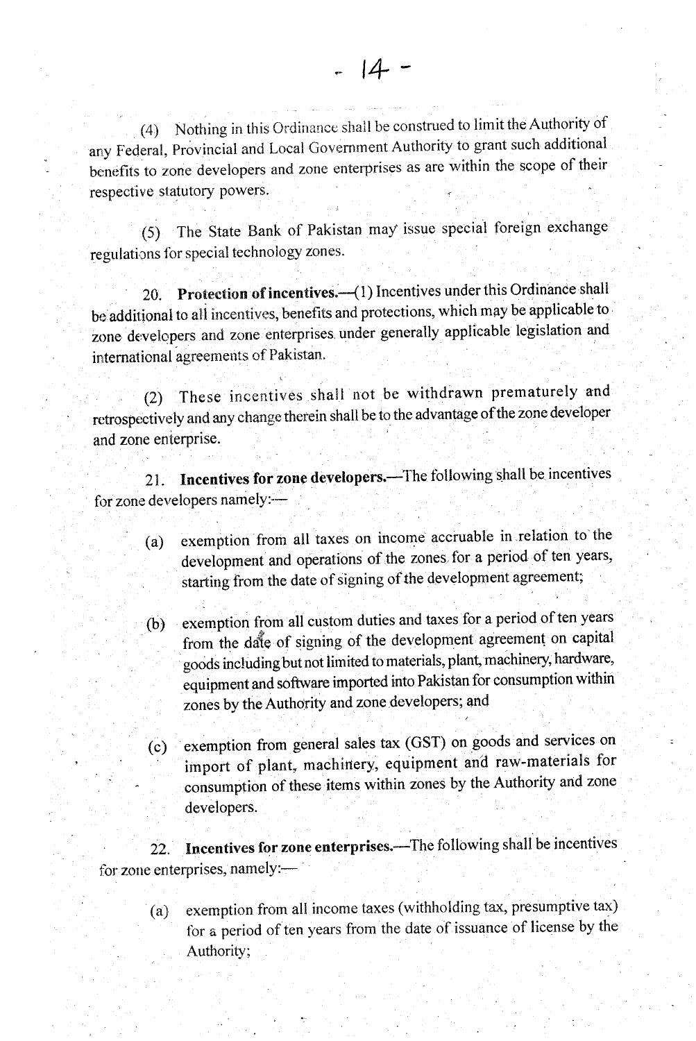(4) Nothing in this Ordinance shall be construed to limit the Authority of any Federal, Provincial and Local Government Authority to grant such additional benefits to zone developers and zone enterprises as are within the scope of their respective statutory powers.

(5) The State Bank of Pakistan may issue special foreign exchange regulations for special technology zones.

20. **Protection of incentives.**—(1) Incentives under this Ordinance shall be additional to all incentives, benefits and protections, which may be applicable to zone developers and zone enterprises under generally applicable legislation and international agreements of Pakistan.

(2) These incentives shall not be withdrawn prematurely and retrospectively and any change therein shall be to the advantage of the zone developer and zone enterprise.

21. **Incentives for zone developers.**—The following shall be incentives for zone developers namely:—

(a) exemption from all taxes on income accruable in relation to the development and operations of the zones for a period of ten years, starting from the date of signing of the development agreement;

(b) exemption from all custom duties and taxes for a period of ten years from the date of signing of the development agreement on capital goods including but not limited to materials, plant, machinery, hardware, equipment and software imported into Pakistan for consumption within zones by the Authority and zone developers; and

(c) exemption from general sales tax (GST) on goods and services on import of plant, machinery, equipment and raw-materials for consumption of these items within zones by the Authority and zone developers.

22. **Incentives for zone enterprises.**—The following shall be incentives for zone enterprises, namely:—

(a) exemption from all income taxes (withholding tax, presumptive tax) for a period of ten years from the date of issuance of license by the Authority;